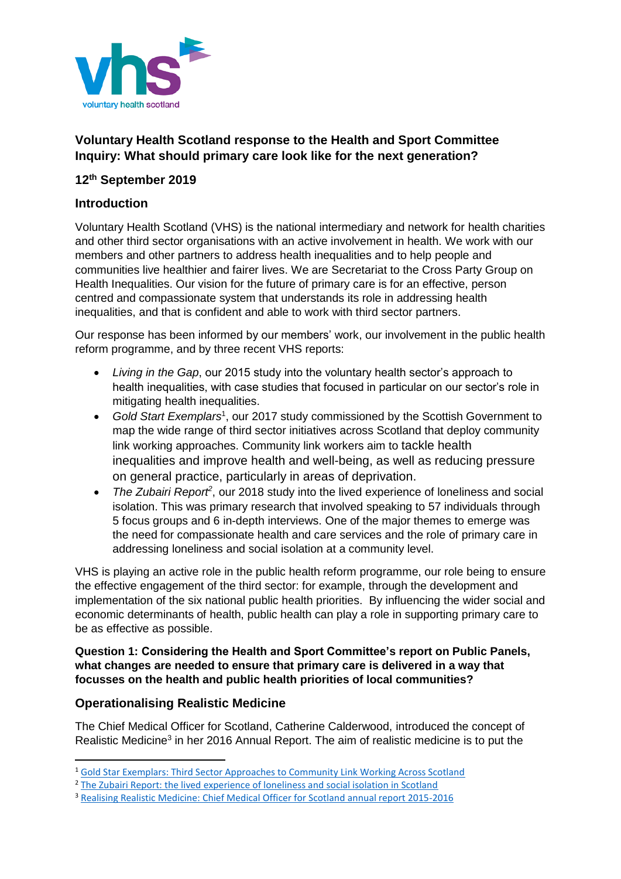voluntary health scotland

# Voluntary Health Scotland response to the Health and Sport Committee Inquiry: What should primary care look like for the next generation?

## 12th September 2019

## Introduction

Voluntary Health Scotland (VHS) is the national intermediary and network for health charities and other third sector organisations with an active involvement in health. We work with our members and other partners to address health inequalities and to help people and communities live healthier and fairer lives. We are Secretariat to the Cross Party Group on Health Inequalities. Our vision for the future of primary care is for an effective, person centred and compassionate system that understands its role in addressing health inequalities, and that is confident and able to work with third sector partners.

Our response has been informed by our members' work, our involvement in the public health reform programme, and by three recent VHS reports:

- *Living in the Gap*, our 2015 study into the voluntary health sector's approach to health inequalities, with case studies that focused in particular on our sector's role in mitigating health inequalities.
- *Gold Start Exemplars*[1], our 2017 study commissioned by the Scottish Government to map the wide range of third sector initiatives across Scotland that deploy community link working approaches. Community link workers aim to tackle health inequalities and improve health and well-being, as well as reducing pressure on general practice, particularly in areas of deprivation.
- *The Zubairi Report*[2], our 2018 study into the lived experience of loneliness and social isolation. This was primary research that involved speaking to 57 individuals through 5 focus groups and 6 in-depth interviews. One of the major themes to emerge was the need for compassionate health and care services and the role of primary care in addressing loneliness and social isolation at a community level.

VHS is playing an active role in the public health reform programme, our role being to ensure the effective engagement of the third sector: for example, through the development and implementation of the six national public health priorities. By influencing the wider social and economic determinants of health, public health can play a role in supporting primary care to be as effective as possible.

**Question 1: Considering the Health and Sport Committee's report on Public Panels, what changes are needed to ensure that primary care is delivered in a way that focusses on the health and public health priorities of local communities?**

## Operationalising Realistic Medicine

The Chief Medical Officer for Scotland, Catherine Calderwood, introduced the concept of Realistic Medicine[3] in her 2016 Annual Report. The aim of realistic medicine is to put the

---

[1] Gold Star Exemplars: Third Sector Approaches to Community Link Working Across Scotland

[2] The Zubairi Report: the lived experience of loneliness and social isolation in Scotland

[3] Realising Realistic Medicine: Chief Medical Officer for Scotland annual report 2015-2016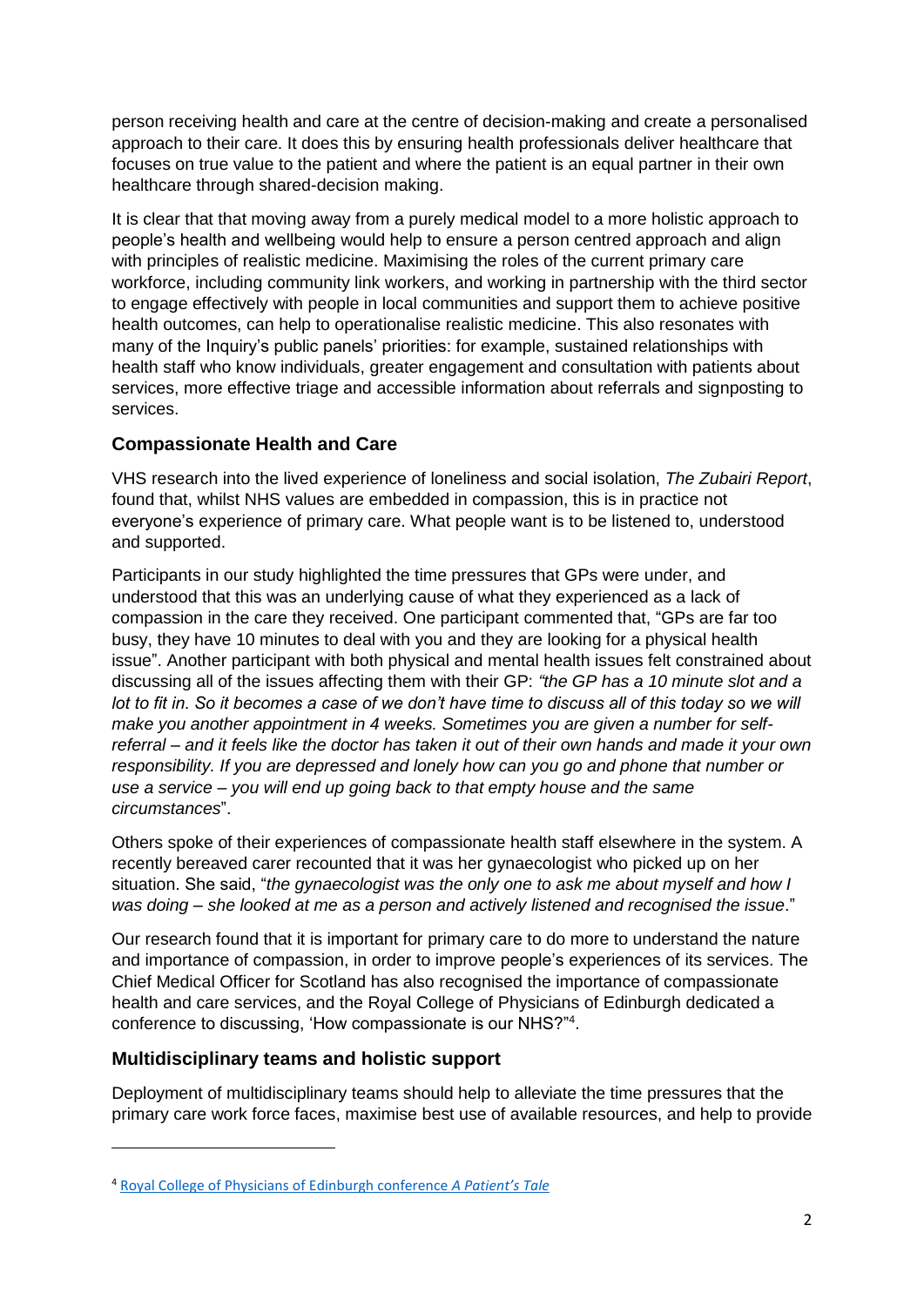person receiving health and care at the centre of decision-making and create a personalised approach to their care. It does this by ensuring health professionals deliver healthcare that focuses on true value to the patient and where the patient is an equal partner in their own healthcare through shared-decision making.

It is clear that that moving away from a purely medical model to a more holistic approach to people's health and wellbeing would help to ensure a person centred approach and align with principles of realistic medicine. Maximising the roles of the current primary care workforce, including community link workers, and working in partnership with the third sector to engage effectively with people in local communities and support them to achieve positive health outcomes, can help to operationalise realistic medicine. This also resonates with many of the Inquiry's public panels' priorities: for example, sustained relationships with health staff who know individuals, greater engagement and consultation with patients about services, more effective triage and accessible information about referrals and signposting to services.

## Compassionate Health and Care

VHS research into the lived experience of loneliness and social isolation, *The Zubairi Report*, found that, whilst NHS values are embedded in compassion, this is in practice not everyone's experience of primary care. What people want is to be listened to, understood and supported.

Participants in our study highlighted the time pressures that GPs were under, and understood that this was an underlying cause of what they experienced as a lack of compassion in the care they received. One participant commented that, "GPs are far too busy, they have 10 minutes to deal with you and they are looking for a physical health issue". Another participant with both physical and mental health issues felt constrained about discussing all of the issues affecting them with their GP: *"the GP has a 10 minute slot and a lot to fit in. So it becomes a case of we don't have time to discuss all of this today so we will make you another appointment in 4 weeks. Sometimes you are given a number for self-referral – and it feels like the doctor has taken it out of their own hands and made it your own responsibility. If you are depressed and lonely how can you go and phone that number or use a service – you will end up going back to that empty house and the same circumstances*".

Others spoke of their experiences of compassionate health staff elsewhere in the system. A recently bereaved carer recounted that it was her gynaecologist who picked up on her situation. She said, "*the gynaecologist was the only one to ask me about myself and how I was doing – she looked at me as a person and actively listened and recognised the issue*."

Our research found that it is important for primary care to do more to understand the nature and importance of compassion, in order to improve people's experiences of its services. The Chief Medical Officer for Scotland has also recognised the importance of compassionate health and care services, and the Royal College of Physicians of Edinburgh dedicated a conference to discussing, 'How compassionate is our NHS?"[4].

## Multidisciplinary teams and holistic support

Deployment of multidisciplinary teams should help to alleviate the time pressures that the primary care work force faces, maximise best use of available resources, and help to provide

---

[4] Royal College of Physicians of Edinburgh conference *A Patient's Tale*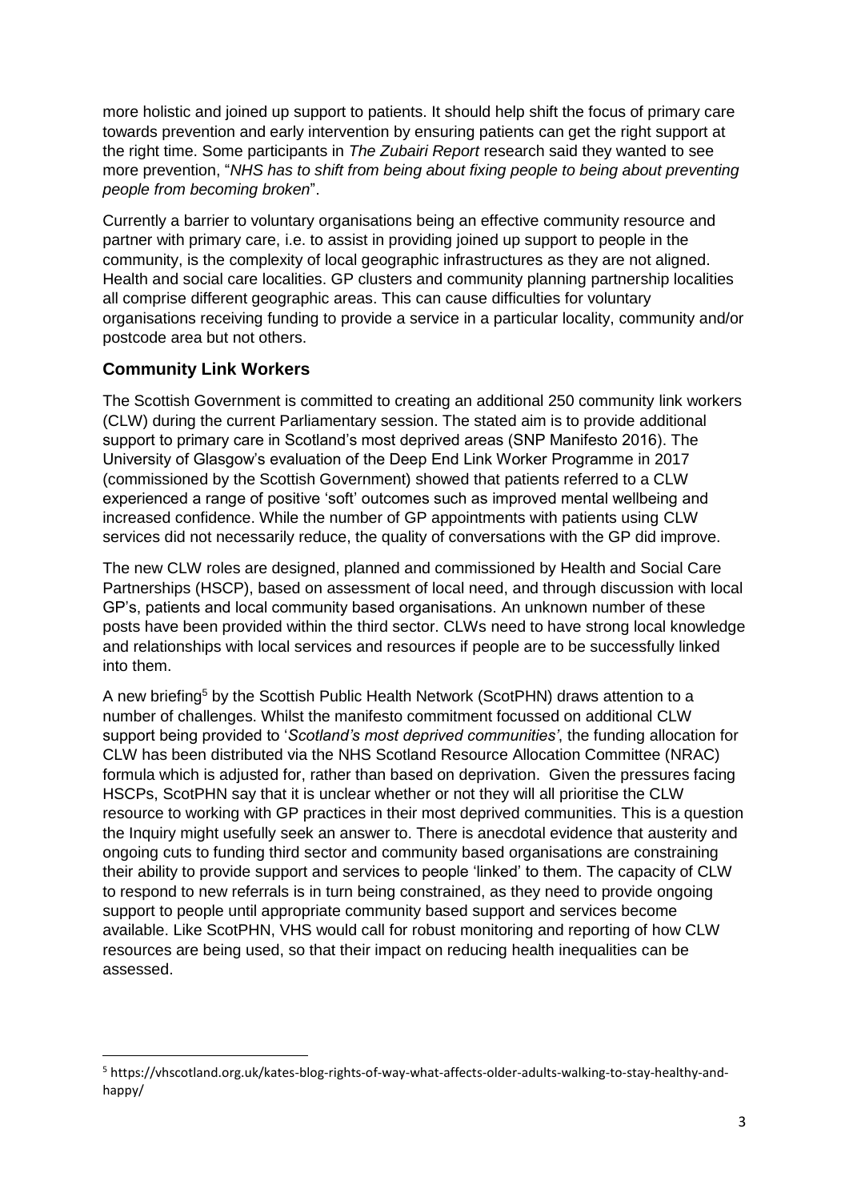more holistic and joined up support to patients. It should help shift the focus of primary care towards prevention and early intervention by ensuring patients can get the right support at the right time. Some participants in *The Zubairi Report* research said they wanted to see more prevention, "*NHS has to shift from being about fixing people to being about preventing people from becoming broken*".

Currently a barrier to voluntary organisations being an effective community resource and partner with primary care, i.e. to assist in providing joined up support to people in the community, is the complexity of local geographic infrastructures as they are not aligned. Health and social care localities. GP clusters and community planning partnership localities all comprise different geographic areas. This can cause difficulties for voluntary organisations receiving funding to provide a service in a particular locality, community and/or postcode area but not others.

## Community Link Workers

The Scottish Government is committed to creating an additional 250 community link workers (CLW) during the current Parliamentary session. The stated aim is to provide additional support to primary care in Scotland's most deprived areas (SNP Manifesto 2016). The University of Glasgow's evaluation of the Deep End Link Worker Programme in 2017 (commissioned by the Scottish Government) showed that patients referred to a CLW experienced a range of positive 'soft' outcomes such as improved mental wellbeing and increased confidence. While the number of GP appointments with patients using CLW services did not necessarily reduce, the quality of conversations with the GP did improve.

The new CLW roles are designed, planned and commissioned by Health and Social Care Partnerships (HSCP), based on assessment of local need, and through discussion with local GP's, patients and local community based organisations. An unknown number of these posts have been provided within the third sector. CLWs need to have strong local knowledge and relationships with local services and resources if people are to be successfully linked into them.

A new briefing[5] by the Scottish Public Health Network (ScotPHN) draws attention to a number of challenges. Whilst the manifesto commitment focussed on additional CLW support being provided to '*Scotland's most deprived communities'*, the funding allocation for CLW has been distributed via the NHS Scotland Resource Allocation Committee (NRAC) formula which is adjusted for, rather than based on deprivation. Given the pressures facing HSCPs, ScotPHN say that it is unclear whether or not they will all prioritise the CLW resource to working with GP practices in their most deprived communities. This is a question the Inquiry might usefully seek an answer to. There is anecdotal evidence that austerity and ongoing cuts to funding third sector and community based organisations are constraining their ability to provide support and services to people 'linked' to them. The capacity of CLW to respond to new referrals is in turn being constrained, as they need to provide ongoing support to people until appropriate community based support and services become available. Like ScotPHN, VHS would call for robust monitoring and reporting of how CLW resources are being used, so that their impact on reducing health inequalities can be assessed.

---

[5] https://vhscotland.org.uk/kates-blog-rights-of-way-what-affects-older-adults-walking-to-stay-healthy-and-happy/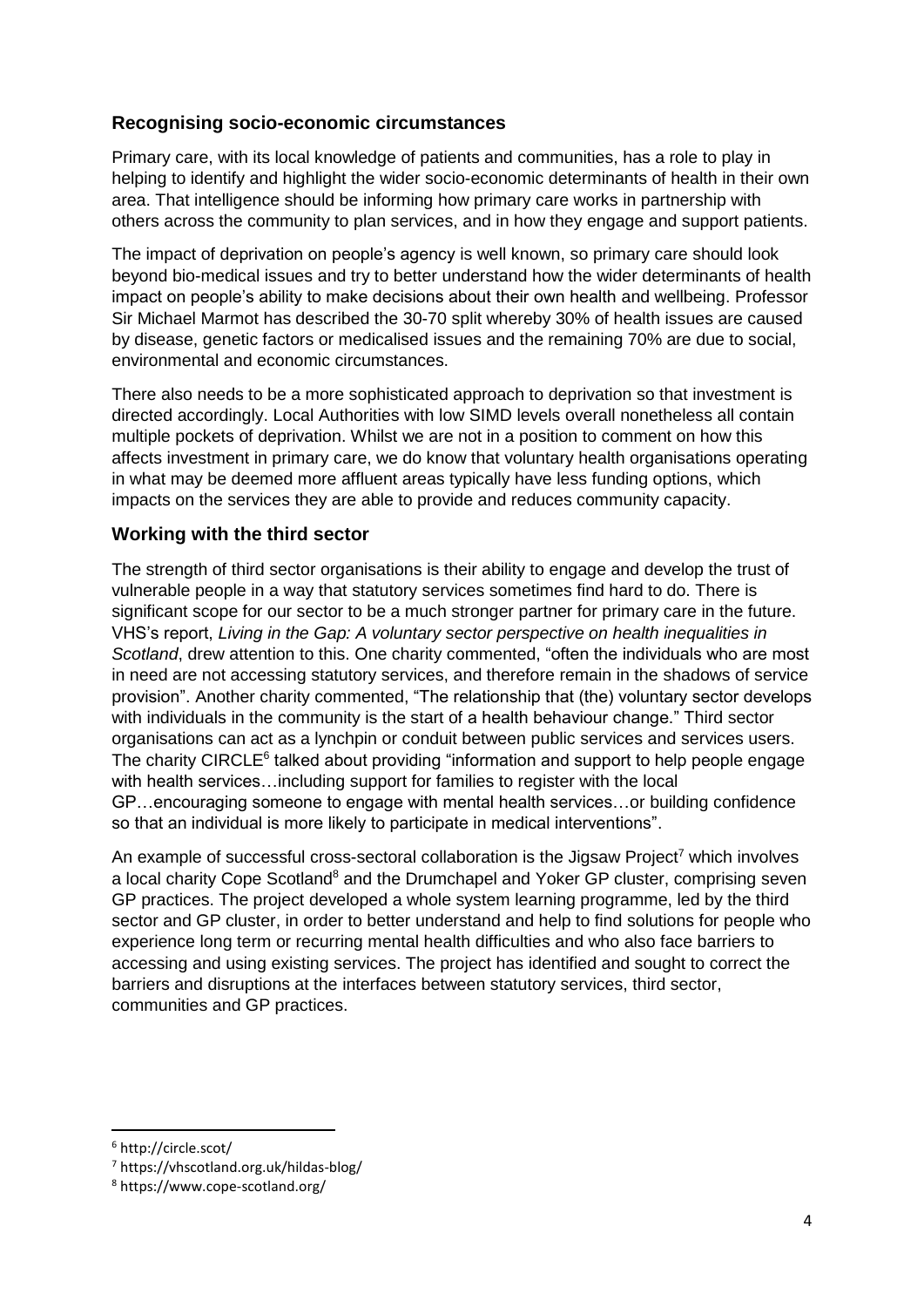## Recognising socio-economic circumstances

Primary care, with its local knowledge of patients and communities, has a role to play in helping to identify and highlight the wider socio-economic determinants of health in their own area. That intelligence should be informing how primary care works in partnership with others across the community to plan services, and in how they engage and support patients.

The impact of deprivation on people's agency is well known, so primary care should look beyond bio-medical issues and try to better understand how the wider determinants of health impact on people's ability to make decisions about their own health and wellbeing. Professor Sir Michael Marmot has described the 30-70 split whereby 30% of health issues are caused by disease, genetic factors or medicalised issues and the remaining 70% are due to social, environmental and economic circumstances.

There also needs to be a more sophisticated approach to deprivation so that investment is directed accordingly. Local Authorities with low SIMD levels overall nonetheless all contain multiple pockets of deprivation. Whilst we are not in a position to comment on how this affects investment in primary care, we do know that voluntary health organisations operating in what may be deemed more affluent areas typically have less funding options, which impacts on the services they are able to provide and reduces community capacity.

## Working with the third sector

The strength of third sector organisations is their ability to engage and develop the trust of vulnerable people in a way that statutory services sometimes find hard to do. There is significant scope for our sector to be a much stronger partner for primary care in the future. VHS's report, *Living in the Gap: A voluntary sector perspective on health inequalities in Scotland*, drew attention to this. One charity commented, "often the individuals who are most in need are not accessing statutory services, and therefore remain in the shadows of service provision". Another charity commented, "The relationship that (the) voluntary sector develops with individuals in the community is the start of a health behaviour change." Third sector organisations can act as a lynchpin or conduit between public services and services users. The charity CIRCLE[6] talked about providing "information and support to help people engage with health services…including support for families to register with the local GP…encouraging someone to engage with mental health services…or building confidence so that an individual is more likely to participate in medical interventions".

An example of successful cross-sectoral collaboration is the Jigsaw Project[7] which involves a local charity Cope Scotland[8] and the Drumchapel and Yoker GP cluster, comprising seven GP practices. The project developed a whole system learning programme, led by the third sector and GP cluster, in order to better understand and help to find solutions for people who experience long term or recurring mental health difficulties and who also face barriers to accessing and using existing services. The project has identified and sought to correct the barriers and disruptions at the interfaces between statutory services, third sector, communities and GP practices.

---

[6] http://circle.scot/

[7] https://vhscotland.org.uk/hildas-blog/

[8] https://www.cope-scotland.org/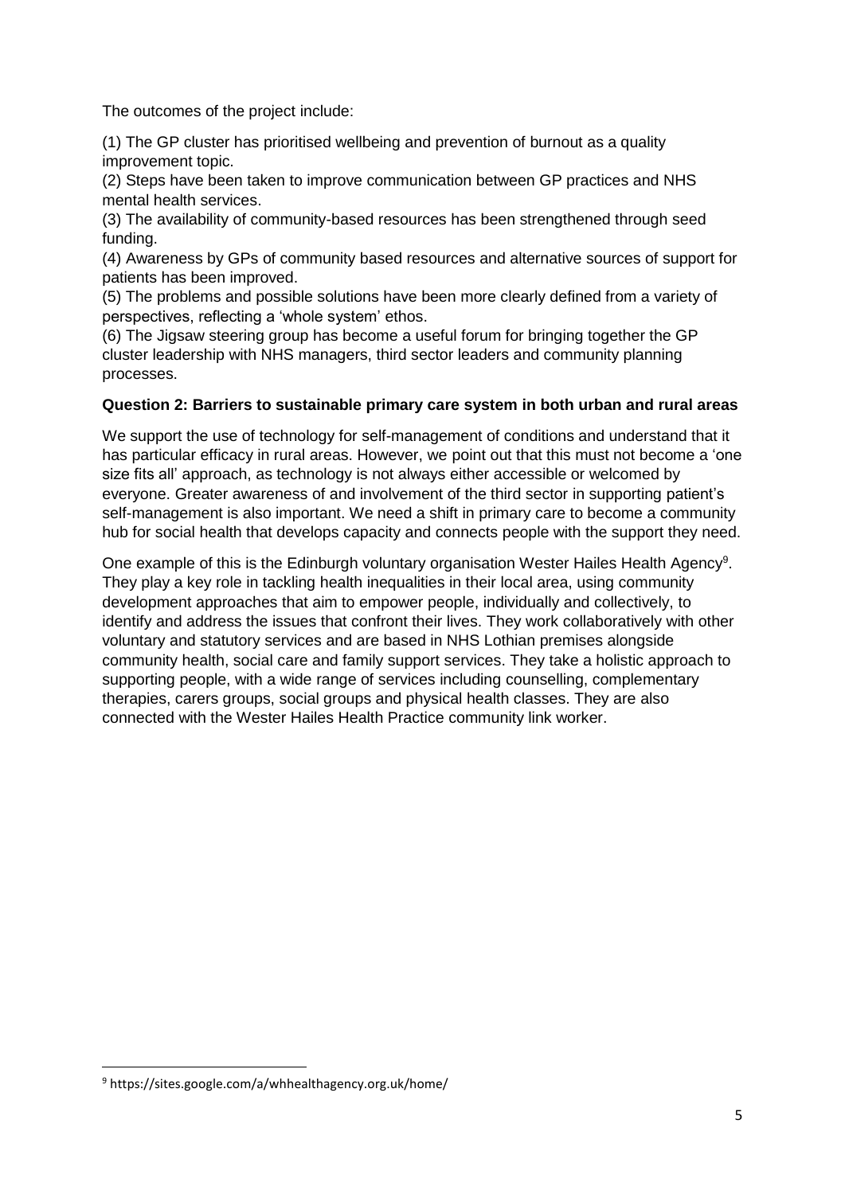The outcomes of the project include:

(1) The GP cluster has prioritised wellbeing and prevention of burnout as a quality improvement topic.
(2) Steps have been taken to improve communication between GP practices and NHS mental health services.
(3) The availability of community-based resources has been strengthened through seed funding.
(4) Awareness by GPs of community based resources and alternative sources of support for patients has been improved.
(5) The problems and possible solutions have been more clearly defined from a variety of perspectives, reflecting a 'whole system' ethos.
(6) The Jigsaw steering group has become a useful forum for bringing together the GP cluster leadership with NHS managers, third sector leaders and community planning processes.

**Question 2: Barriers to sustainable primary care system in both urban and rural areas**

We support the use of technology for self-management of conditions and understand that it has particular efficacy in rural areas. However, we point out that this must not become a 'one size fits all' approach, as technology is not always either accessible or welcomed by everyone. Greater awareness of and involvement of the third sector in supporting patient's self-management is also important. We need a shift in primary care to become a community hub for social health that develops capacity and connects people with the support they need.

One example of this is the Edinburgh voluntary organisation Wester Hailes Health Agency[9]. They play a key role in tackling health inequalities in their local area, using community development approaches that aim to empower people, individually and collectively, to identify and address the issues that confront their lives. They work collaboratively with other voluntary and statutory services and are based in NHS Lothian premises alongside community health, social care and family support services. They take a holistic approach to supporting people, with a wide range of services including counselling, complementary therapies, carers groups, social groups and physical health classes. They are also connected with the Wester Hailes Health Practice community link worker.

---

[9] https://sites.google.com/a/whhealthagency.org.uk/home/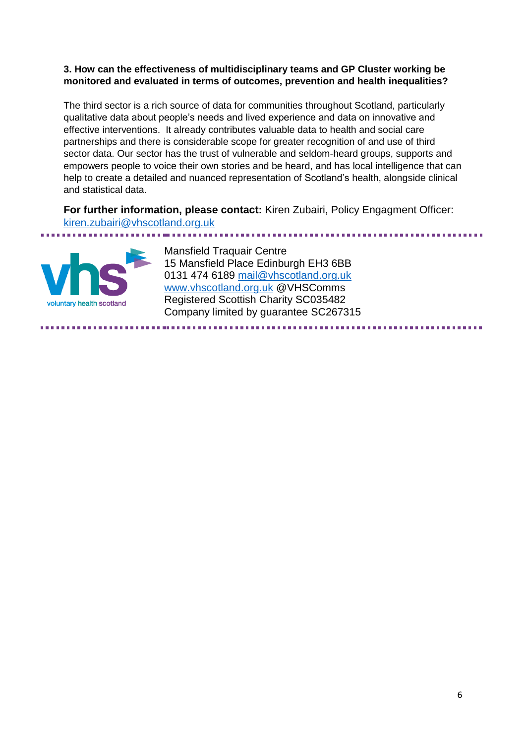**3. How can the effectiveness of multidisciplinary teams and GP Cluster working be monitored and evaluated in terms of outcomes, prevention and health inequalities?**

The third sector is a rich source of data for communities throughout Scotland, particularly qualitative data about people's needs and lived experience and data on innovative and effective interventions. It already contributes valuable data to health and social care partnerships and there is considerable scope for greater recognition of and use of third sector data. Our sector has the trust of vulnerable and seldom-heard groups, supports and empowers people to voice their own stories and be heard, and has local intelligence that can help to create a detailed and nuanced representation of Scotland's health, alongside clinical and statistical data.

**For further information, please contact:** Kiren Zubairi, Policy Engagment Officer: kiren.zubairi@vhscotland.org.uk

---

voluntary health scotland

Mansfield Traquair Centre
15 Mansfield Place Edinburgh EH3 6BB
0131 474 6189 mail@vhscotland.org.uk
www.vhscotland.org.uk @VHSComms
Registered Scottish Charity SC035482
Company limited by guarantee SC267315

---